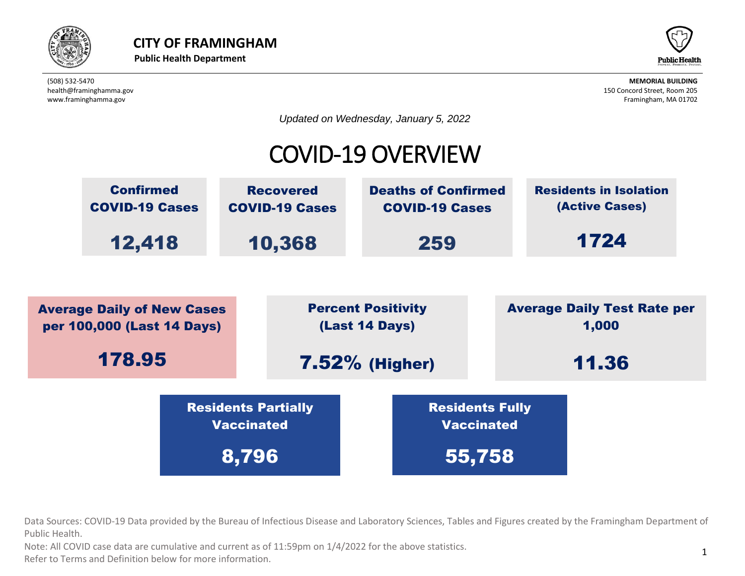**CITY OF FRAMINGHAM**

**Public Health Department**

(508) 532-5470
health@framinghamma.gov
www.framinghamma.gov

**MEMORIAL BUILDING**
150 Concord Street, Room 205
Framingham, MA 01702

*Updated on Wednesday, January 5, 2022*

# COVID-19 OVERVIEW

| Confirmed COVID-19 Cases | Recovered COVID-19 Cases | Deaths of Confirmed COVID-19 Cases | Residents in Isolation (Active Cases) |
| --- | --- | --- | --- |
| 12,418 | 10,368 | 259 | 1724 |

| Average Daily of New Cases per 100,000 (Last 14 Days) | Percent Positivity (Last 14 Days) | Average Daily Test Rate per 1,000 |
| --- | --- | --- |
| 178.95 | 7.52% (Higher) | 11.36 |

| Residents Partially Vaccinated | Residents Fully Vaccinated |
| --- | --- |
| 8,796 | 55,758 |

Data Sources: COVID-19 Data provided by the Bureau of Infectious Disease and Laboratory Sciences, Tables and Figures created by the Framingham Department of Public Health.

Note: All COVID case data are cumulative and current as of 11:59pm on 1/4/2022 for the above statistics.

Refer to Terms and Definition below for more information.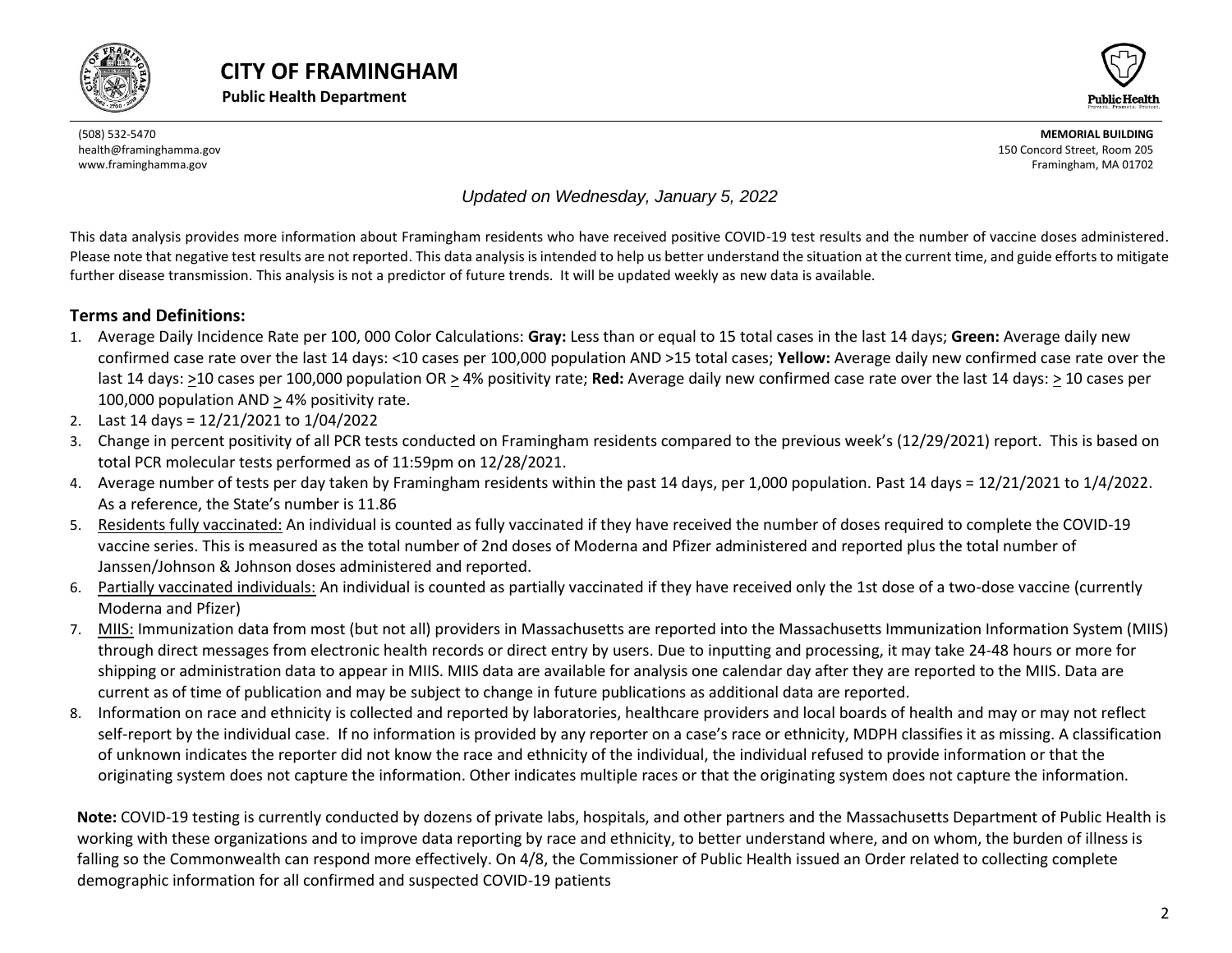# CITY OF FRAMINGHAM

**Public Health Department**

(508) 532-5470
health@framinghamma.gov
www.framinghamma.gov

**MEMORIAL BUILDING**
150 Concord Street, Room 205
Framingham, MA 01702

*Updated on Wednesday, January 5, 2022*

This data analysis provides more information about Framingham residents who have received positive COVID-19 test results and the number of vaccine doses administered. Please note that negative test results are not reported. This data analysis is intended to help us better understand the situation at the current time, and guide efforts to mitigate further disease transmission. This analysis is not a predictor of future trends. It will be updated weekly as new data is available.

## Terms and Definitions:

1. Average Daily Incidence Rate per 100, 000 Color Calculations: **Gray:** Less than or equal to 15 total cases in the last 14 days; **Green:** Average daily new confirmed case rate over the last 14 days: <10 cases per 100,000 population AND >15 total cases; **Yellow:** Average daily new confirmed case rate over the last 14 days: ≥10 cases per 100,000 population OR ≥ 4% positivity rate; **Red:** Average daily new confirmed case rate over the last 14 days: ≥ 10 cases per 100,000 population AND ≥ 4% positivity rate.
2. Last 14 days = 12/21/2021 to 1/04/2022
3. Change in percent positivity of all PCR tests conducted on Framingham residents compared to the previous week's (12/29/2021) report. This is based on total PCR molecular tests performed as of 11:59pm on 12/28/2021.
4. Average number of tests per day taken by Framingham residents within the past 14 days, per 1,000 population. Past 14 days = 12/21/2021 to 1/4/2022. As a reference, the State's number is 11.86
5. Residents fully vaccinated: An individual is counted as fully vaccinated if they have received the number of doses required to complete the COVID-19 vaccine series. This is measured as the total number of 2nd doses of Moderna and Pfizer administered and reported plus the total number of Janssen/Johnson & Johnson doses administered and reported.
6. Partially vaccinated individuals: An individual is counted as partially vaccinated if they have received only the 1st dose of a two-dose vaccine (currently Moderna and Pfizer)
7. MIIS: Immunization data from most (but not all) providers in Massachusetts are reported into the Massachusetts Immunization Information System (MIIS) through direct messages from electronic health records or direct entry by users. Due to inputting and processing, it may take 24-48 hours or more for shipping or administration data to appear in MIIS. MIIS data are available for analysis one calendar day after they are reported to the MIIS. Data are current as of time of publication and may be subject to change in future publications as additional data are reported.
8. Information on race and ethnicity is collected and reported by laboratories, healthcare providers and local boards of health and may or may not reflect self-report by the individual case. If no information is provided by any reporter on a case's race or ethnicity, MDPH classifies it as missing. A classification of unknown indicates the reporter did not know the race and ethnicity of the individual, the individual refused to provide information or that the originating system does not capture the information. Other indicates multiple races or that the originating system does not capture the information.

**Note:** COVID-19 testing is currently conducted by dozens of private labs, hospitals, and other partners and the Massachusetts Department of Public Health is working with these organizations and to improve data reporting by race and ethnicity, to better understand where, and on whom, the burden of illness is falling so the Commonwealth can respond more effectively. On 4/8, the Commissioner of Public Health issued an Order related to collecting complete demographic information for all confirmed and suspected COVID-19 patients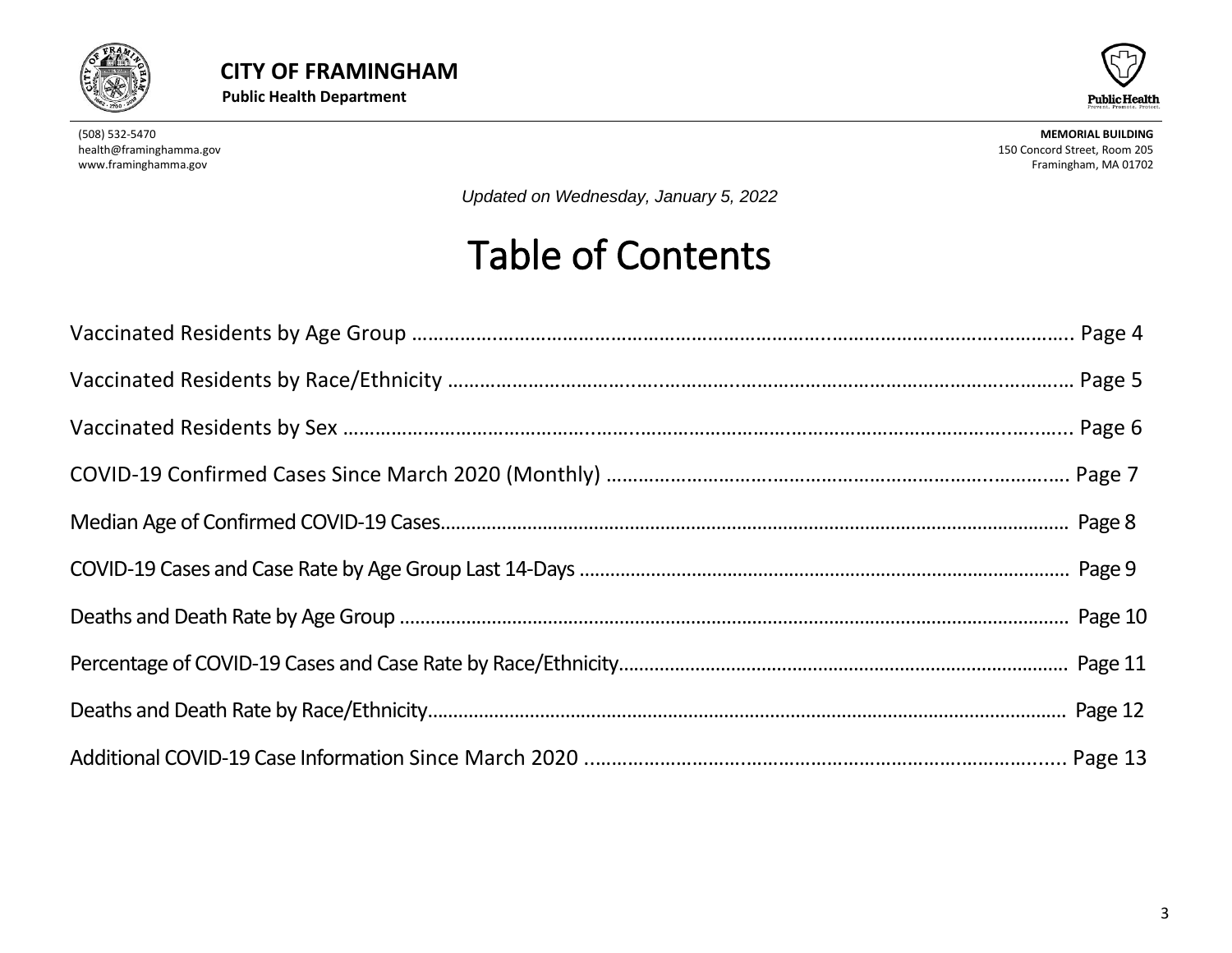**CITY OF FRAMINGHAM**

**Public Health Department**

(508) 532-5470
health@framinghamma.gov
www.framinghamma.gov

**MEMORIAL BUILDING**
150 Concord Street, Room 205
Framingham, MA 01702

*Updated on Wednesday, January 5, 2022*

# Table of Contents

Vaccinated Residents by Age Group ........................................................................................................ Page 4

Vaccinated Residents by Race/Ethnicity .................................................................................................. Page 5

Vaccinated Residents by Sex ................................................................................................................... Page 6

COVID-19 Confirmed Cases Since March 2020 (Monthly) ...................................................................... Page 7

Median Age of Confirmed COVID-19 Cases............................................................................................. Page 8

COVID-19 Cases and Case Rate by Age Group Last 14-Days ................................................................... Page 9

Deaths and Death Rate by Age Group ..................................................................................................... Page 10

Percentage of COVID-19 Cases and Case Rate by Race/Ethnicity............................................................ Page 11

Deaths and Death Rate by Race/Ethnicity............................................................................................... Page 12

Additional COVID-19 Case Information Since March 2020 ..................................................................... Page 13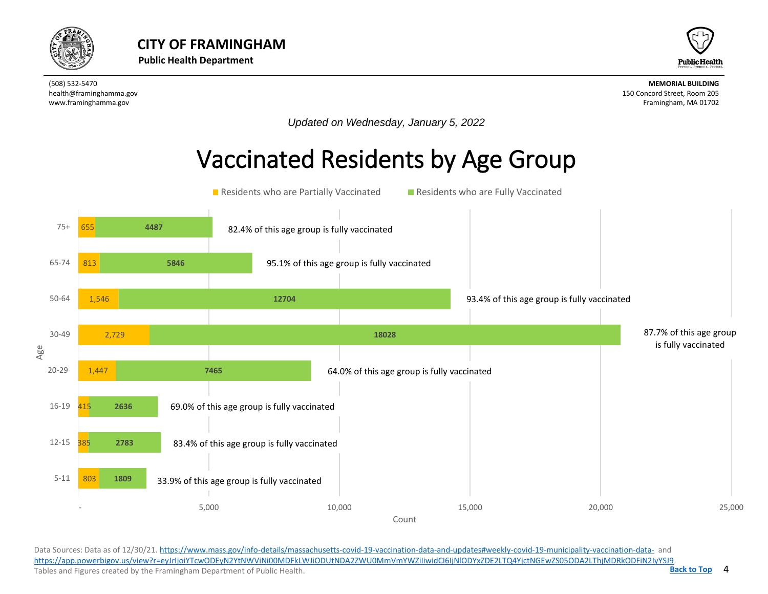# CITY OF FRAMINGHAM

**Public Health Department**

(508) 532-5470
health@framinghamma.gov
www.framinghamma.gov

**MEMORIAL BUILDING**
150 Concord Street, Room 205
Framingham, MA 01702

*Updated on Wednesday, January 5, 2022*

## Vaccinated Residents by Age Group

| Age | Residents who are Partially Vaccinated | Residents who are Fully Vaccinated | |
|---|---|---|---|
| 75+ | 655 | 4487 | 82.4% of this age group is fully vaccinated |
| 65-74 | 813 | 5846 | 95.1% of this age group is fully vaccinated |
| 50-64 | 1,546 | 12704 | 93.4% of this age group is fully vaccinated |
| 30-49 | 2,729 | 18028 | 87.7% of this age group is fully vaccinated |
| 20-29 | 1,447 | 7465 | 64.0% of this age group is fully vaccinated |
| 16-19 | 415 | 2636 | 69.0% of this age group is fully vaccinated |
| 12-15 | 385 | 2783 | 83.4% of this age group is fully vaccinated |
| 5-11 | 803 | 1809 | 33.9% of this age group is fully vaccinated |

Data Sources: Data as of 12/30/21. https://www.mass.gov/info-details/massachusetts-covid-19-vaccination-data-and-updates#weekly-covid-19-municipality-vaccination-data- and https://app.powerbigov.us/view?r=eyJrIjoiYTcwODEyN2YtNWViNi00MDFkLWJiODUtNDA2ZWU0MmVmYWZiIiwidCI6IjNlODYxZDE2LTQ4YjctNGEwZS05ODA2LThjMDRkODFiN2IyYSJ9
Tables and Figures created by the Framingham Department of Public Health.

**Back to Top**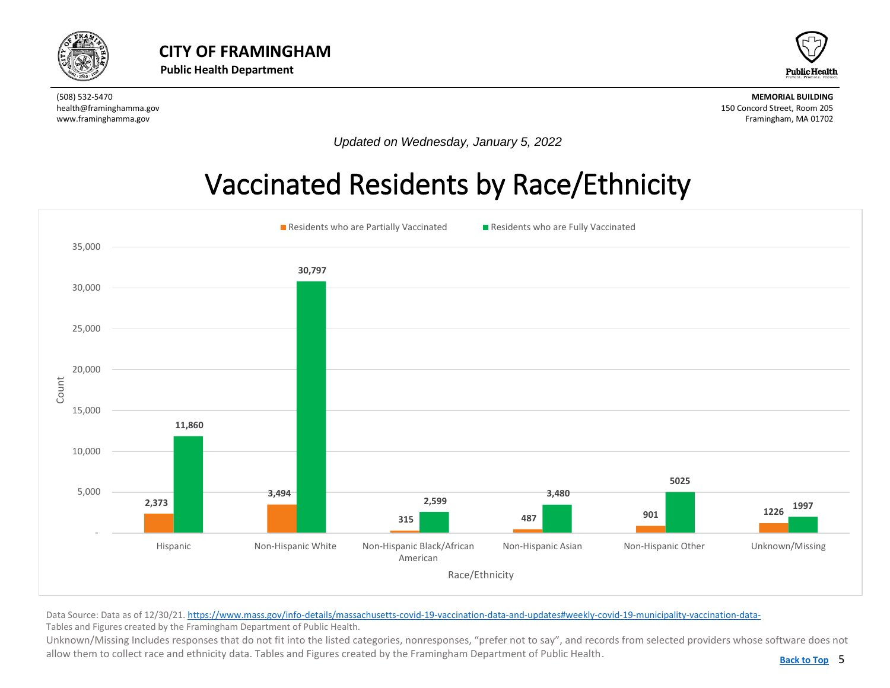# CITY OF FRAMINGHAM

**Public Health Department**

(508) 532-5470
health@framinghamma.gov
www.framinghamma.gov

**MEMORIAL BUILDING**
150 Concord Street, Room 205
Framingham, MA 01702

*Updated on Wednesday, January 5, 2022*

# Vaccinated Residents by Race/Ethnicity

| Race/Ethnicity | Residents who are Partially Vaccinated | Residents who are Fully Vaccinated |
|---|---|---|
| Hispanic | 2,373 | 11,860 |
| Non-Hispanic White | 3,494 | 30,797 |
| Non-Hispanic Black/African American | 315 | 2,599 |
| Non-Hispanic Asian | 487 | 3,480 |
| Non-Hispanic Other | 901 | 5025 |
| Unknown/Missing | 1226 | 1997 |

Data Source: Data as of 12/30/21. https://www.mass.gov/info-details/massachusetts-covid-19-vaccination-data-and-updates#weekly-covid-19-municipality-vaccination-data-
Tables and Figures created by the Framingham Department of Public Health.

Unknown/Missing Includes responses that do not fit into the listed categories, nonresponses, "prefer not to say", and records from selected providers whose software does not allow them to collect race and ethnicity data. Tables and Figures created by the Framingham Department of Public Health.

Back to Top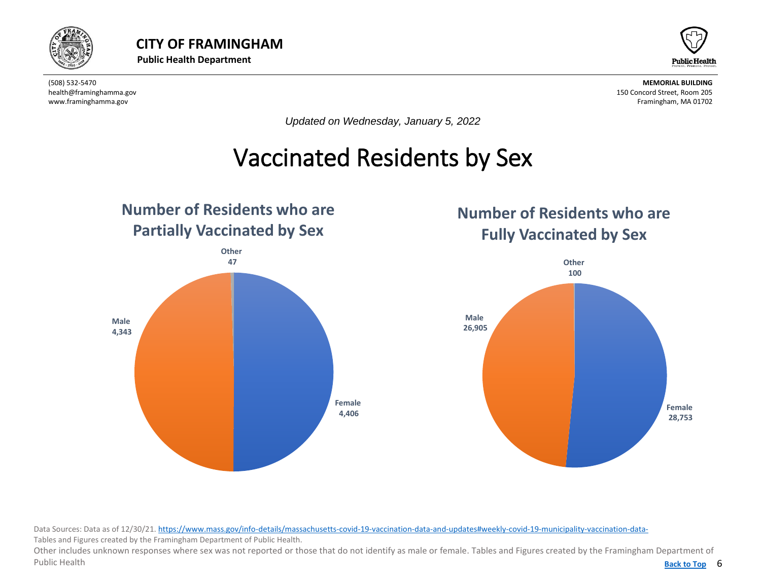**CITY OF FRAMINGHAM**
**Public Health Department**

(508) 532-5470
health@framinghamma.gov
www.framinghamma.gov

**MEMORIAL BUILDING**
150 Concord Street, Room 205
Framingham, MA 01702

*Updated on Wednesday, January 5, 2022*

# Vaccinated Residents by Sex

## Number of Residents who are Partially Vaccinated by Sex

| Sex | Number |
|---|---|
| Female | 4,406 |
| Male | 4,343 |
| Other | 47 |

## Number of Residents who are Fully Vaccinated by Sex

| Sex | Number |
|---|---|
| Female | 28,753 |
| Male | 26,905 |
| Other | 100 |

Data Sources: Data as of 12/30/21. [https://www.mass.gov/info-details/massachusetts-covid-19-vaccination-data-and-updates#weekly-covid-19-municipality-vaccination-data-](https://www.mass.gov/info-details/massachusetts-covid-19-vaccination-data-and-updates#weekly-covid-19-municipality-vaccination-data-)
Tables and Figures created by the Framingham Department of Public Health.
Other includes unknown responses where sex was not reported or those that do not identify as male or female. Tables and Figures created by the Framingham Department of Public Health

Back to Top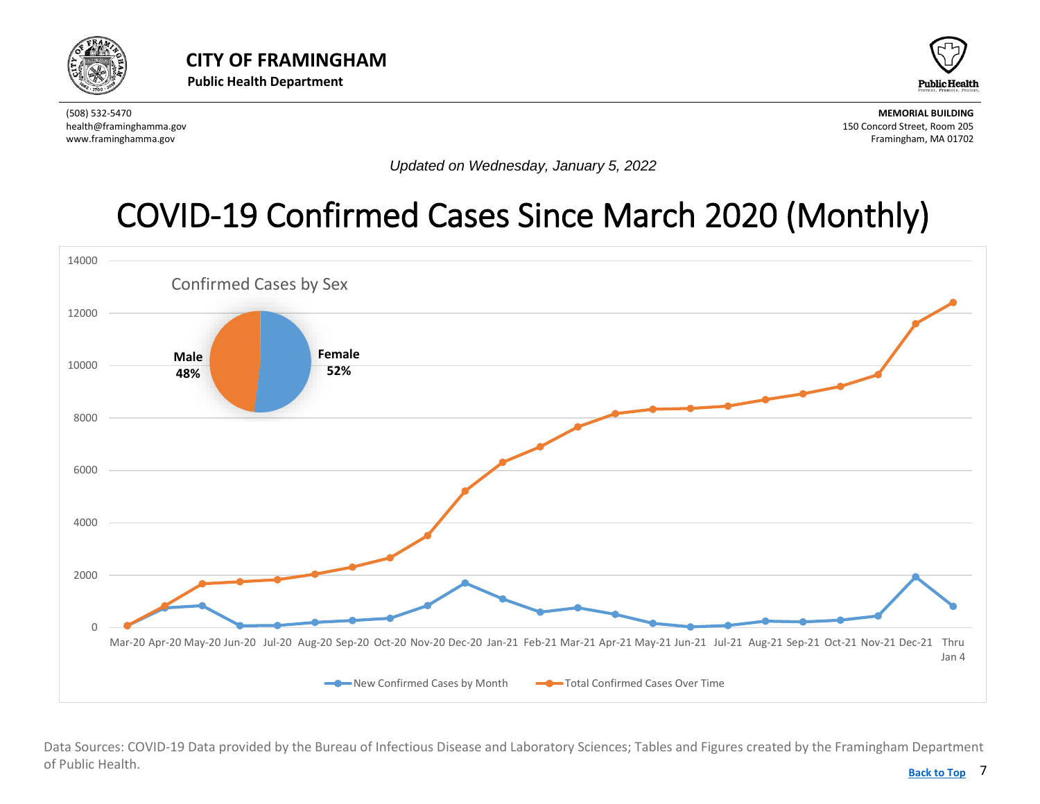# CITY OF FRAMINGHAM

**Public Health Department**

(508) 532-5470
health@framinghamma.gov
www.framinghamma.gov

**MEMORIAL BUILDING**
150 Concord Street, Room 205
Framingham, MA 01702

*Updated on Wednesday, January 5, 2022*

# COVID-19 Confirmed Cases Since March 2020 (Monthly)

Confirmed Cases by Sex

Male 48%

Female 52%

New Confirmed Cases by Month — Total Confirmed Cases Over Time

Mar-20 Apr-20 May-20 Jun-20 Jul-20 Aug-20 Sep-20 Oct-20 Nov-20 Dec-20 Jan-21 Feb-21 Mar-21 Apr-21 May-21 Jun-21 Jul-21 Aug-21 Sep-21 Oct-21 Nov-21 Dec-21 Thru Jan 4

Data Sources: COVID-19 Data provided by the Bureau of Infectious Disease and Laboratory Sciences; Tables and Figures created by the Framingham Department of Public Health.

Back to Top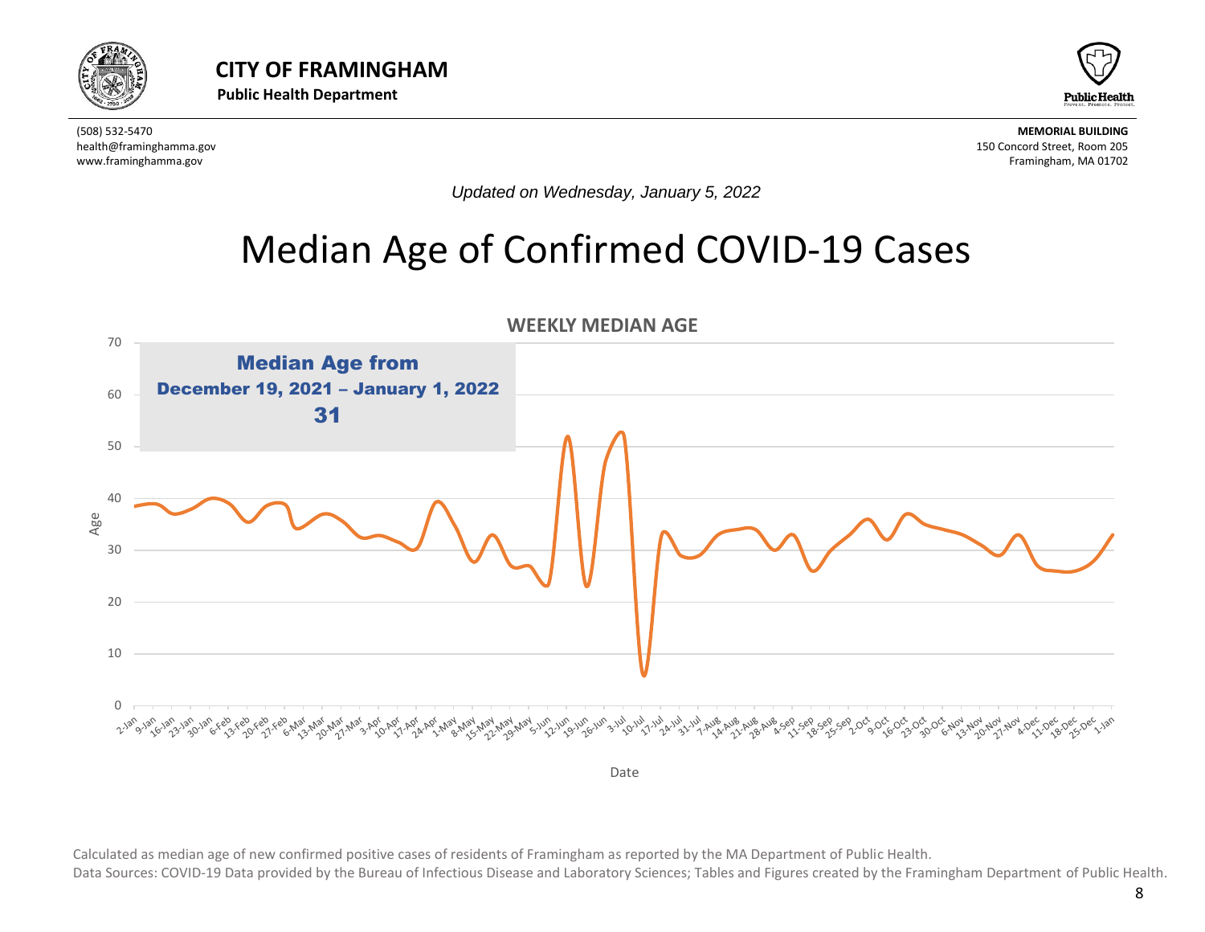**CITY OF FRAMINGHAM**
**Public Health Department**

(508) 532-5470
health@framinghamma.gov
www.framinghamma.gov

**MEMORIAL BUILDING**
150 Concord Street, Room 205
Framingham, MA 01702

*Updated on Wednesday, January 5, 2022*

# Median Age of Confirmed COVID-19 Cases

**WEEKLY MEDIAN AGE**

**Median Age from December 19, 2021 – January 1, 2022**
**31**

Calculated as median age of new confirmed positive cases of residents of Framingham as reported by the MA Department of Public Health.

Data Sources: COVID-19 Data provided by the Bureau of Infectious Disease and Laboratory Sciences; Tables and Figures created by the Framingham Department of Public Health.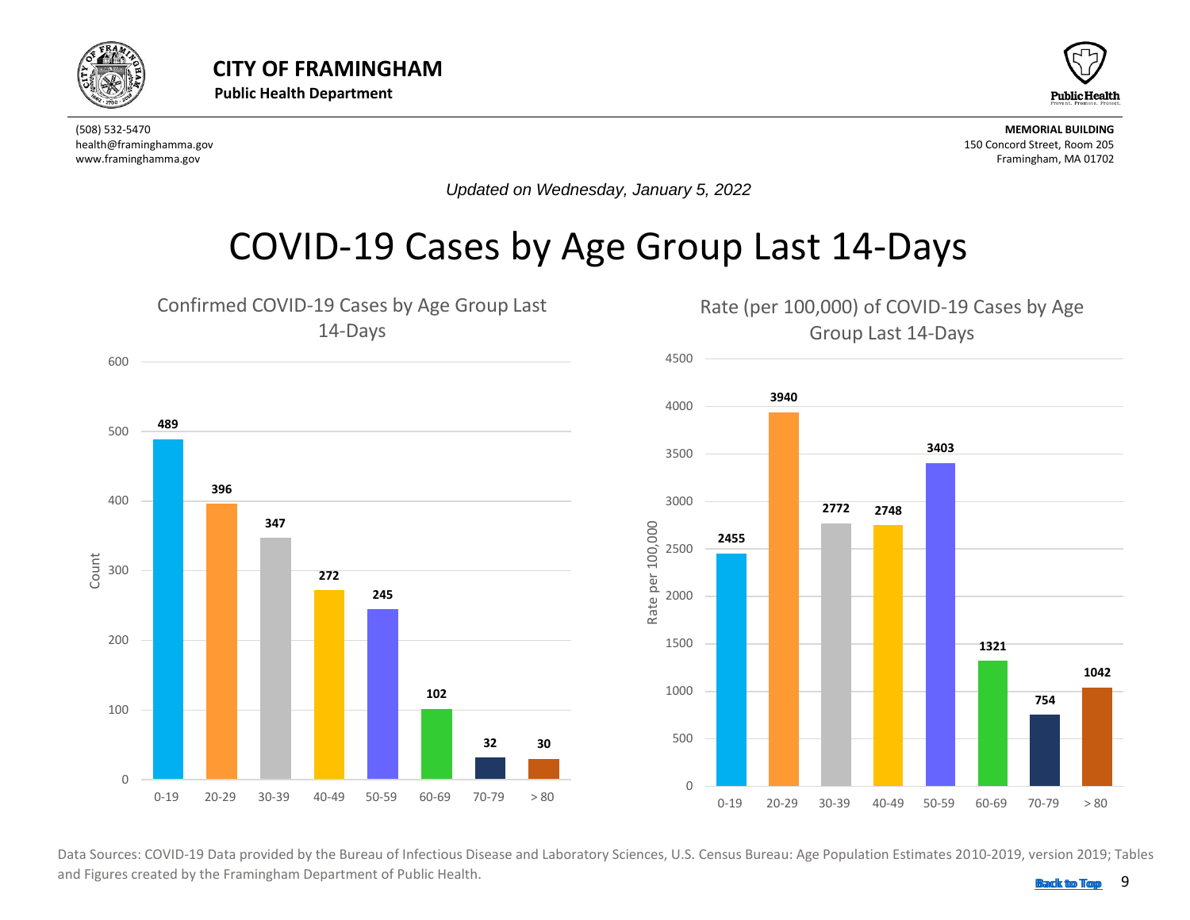# CITY OF FRAMINGHAM

**Public Health Department**

(508) 532-5470
health@framinghamma.gov
www.framinghamma.gov

**MEMORIAL BUILDING**
150 Concord Street, Room 205
Framingham, MA 01702

*Updated on Wednesday, January 5, 2022*

# COVID-19 Cases by Age Group Last 14-Days

## Confirmed COVID-19 Cases by Age Group Last 14-Days

| Age Group | Count |
|---|---|
| 0-19 | 489 |
| 20-29 | 396 |
| 30-39 | 347 |
| 40-49 | 272 |
| 50-59 | 245 |
| 60-69 | 102 |
| 70-79 | 32 |
| > 80 | 30 |

## Rate (per 100,000) of COVID-19 Cases by Age Group Last 14-Days

| Age Group | Rate per 100,000 |
|---|---|
| 0-19 | 2455 |
| 20-29 | 3940 |
| 30-39 | 2772 |
| 40-49 | 2748 |
| 50-59 | 3403 |
| 60-69 | 1321 |
| 70-79 | 754 |
| > 80 | 1042 |

Data Sources: COVID-19 Data provided by the Bureau of Infectious Disease and Laboratory Sciences, U.S. Census Bureau: Age Population Estimates 2010-2019, version 2019; Tables and Figures created by the Framingham Department of Public Health.

Back to Top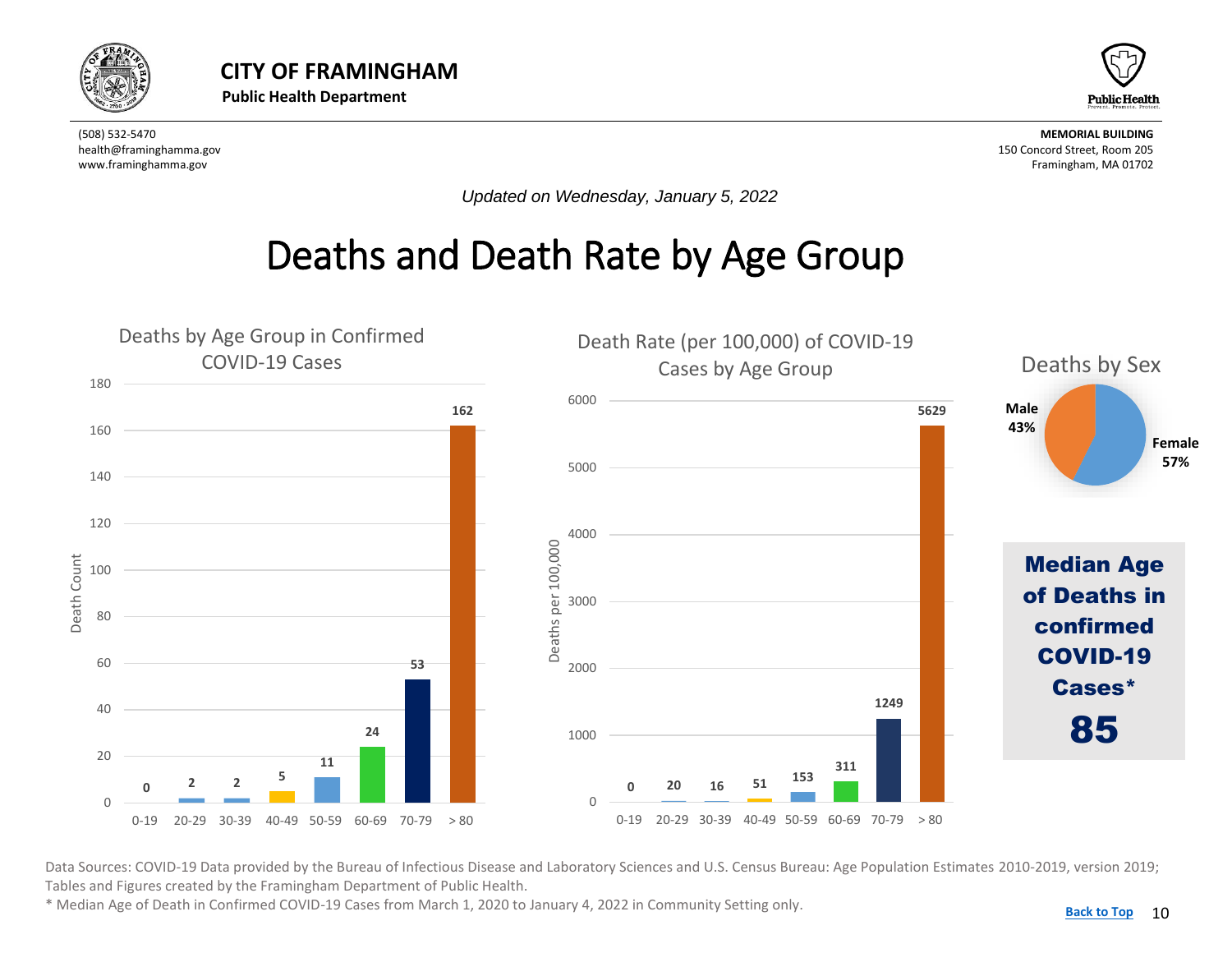# CITY OF FRAMINGHAM

**Public Health Department**

(508) 532-5470
health@framinghamma.gov
www.framinghamma.gov

**MEMORIAL BUILDING**
150 Concord Street, Room 205
Framingham, MA 01702

*Updated on Wednesday, January 5, 2022*

# Deaths and Death Rate by Age Group

## Deaths by Age Group in Confirmed COVID-19 Cases

| Age Group | Death Count |
| --- | --- |
| 0-19 | 0 |
| 20-29 | 2 |
| 30-39 | 2 |
| 40-49 | 5 |
| 50-59 | 11 |
| 60-69 | 24 |
| 70-79 | 53 |
| > 80 | 162 |

## Death Rate (per 100,000) of COVID-19 Cases by Age Group

| Age Group | Deaths per 100,000 |
| --- | --- |
| 0-19 | 0 |
| 20-29 | 20 |
| 30-39 | 16 |
| 40-49 | 51 |
| 50-59 | 153 |
| 60-69 | 311 |
| 70-79 | 1249 |
| > 80 | 5629 |

## Deaths by Sex

| Sex | Percent |
| --- | --- |
| Male | 43% |
| Female | 57% |

**Median Age of Deaths in confirmed COVID-19 Cases***

**85**

Data Sources: COVID-19 Data provided by the Bureau of Infectious Disease and Laboratory Sciences and U.S. Census Bureau: Age Population Estimates 2010-2019, version 2019; Tables and Figures created by the Framingham Department of Public Health.

* Median Age of Death in Confirmed COVID-19 Cases from March 1, 2020 to January 4, 2022 in Community Setting only.

Back to Top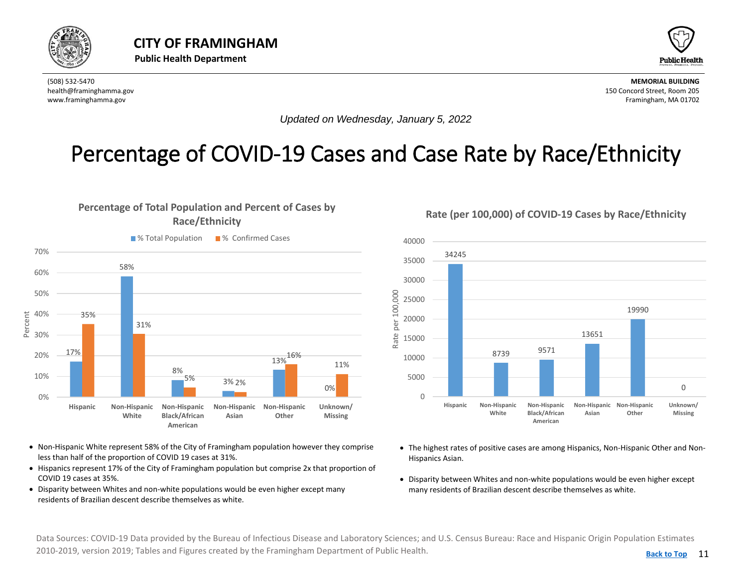# CITY OF FRAMINGHAM

**Public Health Department**

(508) 532-5470
health@framinghamma.gov
www.framinghamma.gov

**MEMORIAL BUILDING**
150 Concord Street, Room 205
Framingham, MA 01702

*Updated on Wednesday, January 5, 2022*

# Percentage of COVID-19 Cases and Case Rate by Race/Ethnicity

## Percentage of Total Population and Percent of Cases by Race/Ethnicity

| Race/Ethnicity | % Total Population | % Confirmed Cases |
|---|---|---|
| Hispanic | 17% | 35% |
| Non-Hispanic White | 58% | 31% |
| Non-Hispanic Black/African American | 8% | 5% |
| Non-Hispanic Asian | 3% | 2% |
| Non-Hispanic Other | 13% | 16% |
| Unknown/Missing | 0% | 11% |

- Non-Hispanic White represent 58% of the City of Framingham population however they comprise less than half of the proportion of COVID 19 cases at 31%.
- Hispanics represent 17% of the City of Framingham population but comprise 2x that proportion of COVID 19 cases at 35%.
- Disparity between Whites and non-white populations would be even higher except many residents of Brazilian descent describe themselves as white.

## Rate (per 100,000) of COVID-19 Cases by Race/Ethnicity

| Race/Ethnicity | Rate per 100,000 |
|---|---|
| Hispanic | 34245 |
| Non-Hispanic White | 8739 |
| Non-Hispanic Black/African American | 9571 |
| Non-Hispanic Asian | 13651 |
| Non-Hispanic Other | 19990 |
| Unknown/Missing | 0 |

- The highest rates of positive cases are among Hispanics, Non-Hispanic Other and Non-Hispanics Asian.
- Disparity between Whites and non-white populations would be even higher except many residents of Brazilian descent describe themselves as white.

Data Sources: COVID-19 Data provided by the Bureau of Infectious Disease and Laboratory Sciences; and U.S. Census Bureau: Race and Hispanic Origin Population Estimates 2010-2019, version 2019; Tables and Figures created by the Framingham Department of Public Health.

Back to Top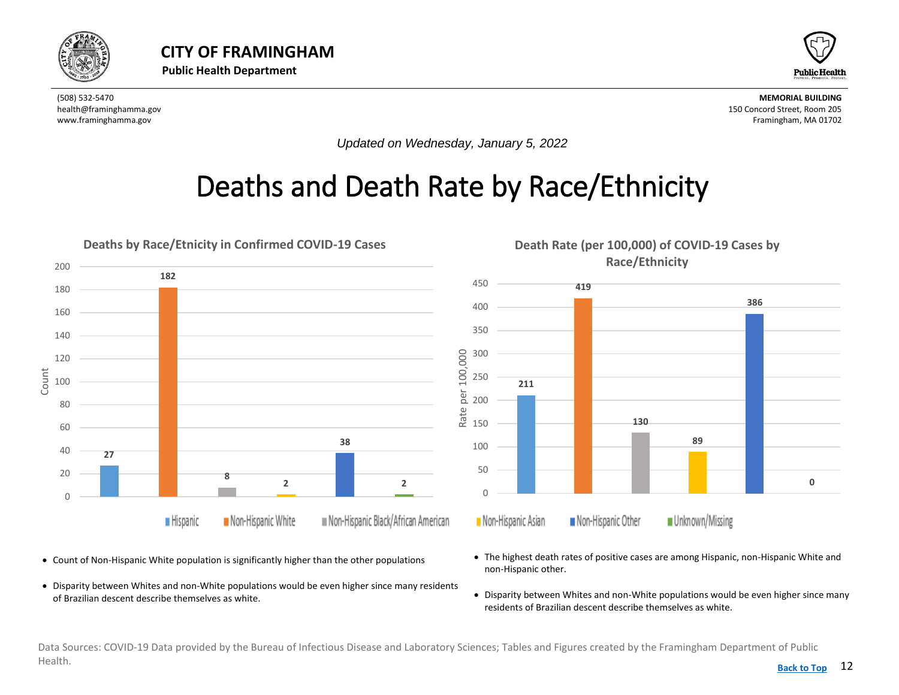# CITY OF FRAMINGHAM

**Public Health Department**

(508) 532-5470
health@framinghamma.gov
www.framinghamma.gov

**MEMORIAL BUILDING**
150 Concord Street, Room 205
Framingham, MA 01702

*Updated on Wednesday, January 5, 2022*

# Deaths and Death Rate by Race/Ethnicity

**Deaths by Race/Etnicity in Confirmed COVID-19 Cases**

Count

200
180
160
140
120
100
80
60
40
20
0

27
182
8
2
38
2

**Death Rate (per 100,000) of COVID-19 Cases by Race/Ethnicity**

Rate per 100,000

450
400
350
300
250
200
150
100
50
0

211
419
130
89
386
0

Hispanic
Non-Hispanic White
Non-Hispanic Black/African American
Non-Hispanic Asian
Non-Hispanic Other
Unknown/Missing

- Count of Non-Hispanic White population is significantly higher than the other populations
- Disparity between Whites and non-White populations would be even higher since many residents of Brazilian descent describe themselves as white.

- The highest death rates of positive cases are among Hispanic, non-Hispanic White and non-Hispanic other.
- Disparity between Whites and non-White populations would be even higher since many residents of Brazilian descent describe themselves as white.

Data Sources: COVID-19 Data provided by the Bureau of Infectious Disease and Laboratory Sciences; Tables and Figures created by the Framingham Department of Public Health.

Back to Top